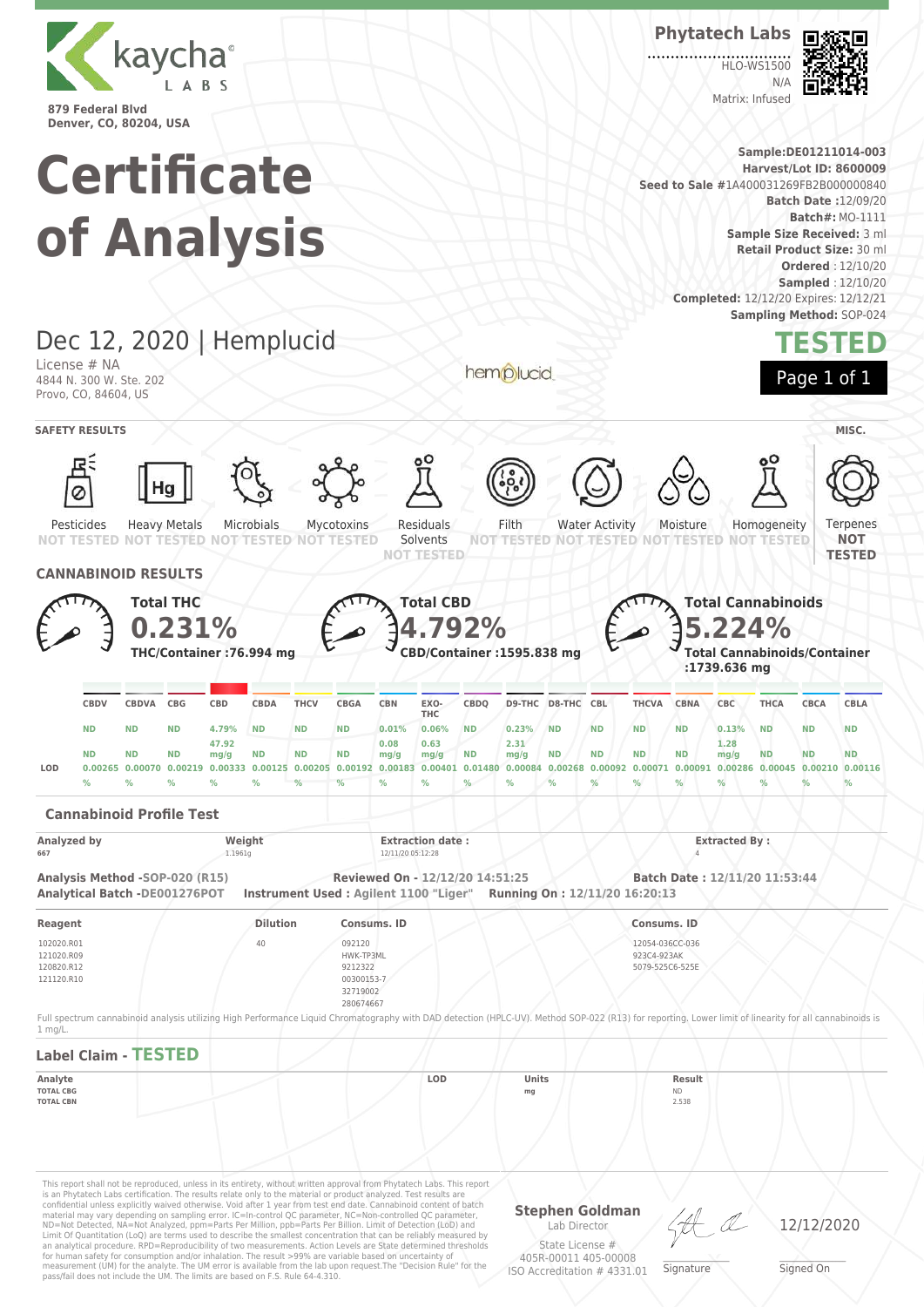kaycha LABS

879 Federal Blvd
Denver, CO, 80204, USA

**Phytatech Labs**

HLO-WS1500
N/A
Matrix: Infused

# Certificate of Analysis

**Sample:** DE01211014-003
**Harvest/Lot ID:** 8600009
**Seed to Sale** #1A400031269FB2B000000840
**Batch Date** :12/09/20
**Batch#:** MO-1111
**Sample Size Received:** 3 ml
**Retail Product Size:** 30 ml
**Ordered** : 12/10/20
**Sampled** : 12/10/20
**Completed:** 12/12/20 Expires: 12/12/21
**Sampling Method:** SOP-024

## Dec 12, 2020 | Hemplucid

License # NA
4844 N. 300 W. Ste. 202
Provo, CO, 84604, US

hemplucid

**TESTED**

Page 1 of 1

### SAFETY RESULTS

| Pesticides | Heavy Metals | Microbials | Mycotoxins | Residuals Solvents | Filth | Water Activity | Moisture | Homogeneity |
|---|---|---|---|---|---|---|---|---|
| NOT TESTED | NOT TESTED | NOT TESTED | NOT TESTED | NOT TESTED | NOT TESTED | NOT TESTED | NOT TESTED | NOT TESTED |

### MISC.

Terpenes **NOT TESTED**

### CANNABINOID RESULTS

**Total THC** **0.231%**
**THC/Container :76.994 mg**

**Total CBD** **4.792%**
**CBD/Container :1595.838 mg**

**Total Cannabinoids** **5.224%**
**Total Cannabinoids/Container :1739.636 mg**

| | CBDV | CBDVA | CBG | CBD | CBDA | THCV | CBGA | CBN | EXO-THC | CBDQ | D9-THC | D8-THC | CBL | THCVA | CBNA | CBC | THCA | CBCA | CBLA |
|---|---|---|---|---|---|---|---|---|---|---|---|---|---|---|---|---|---|---|---|
| % | ND | ND | ND | 4.79% | ND | ND | ND | 0.01% | 0.06% | ND | 0.23% | ND | ND | ND | ND | 0.13% | ND | ND | ND |
| mg/g | ND | ND | ND | 47.92 mg/g | ND | ND | ND | 0.08 mg/g | 0.63 mg/g | ND | 2.31 mg/g | ND | ND | ND | ND | 1.28 mg/g | ND | ND | ND |
| LOD | 0.00265 % | 0.00070 % | 0.00219 % | 0.00333 % | 0.00125 % | 0.00205 % | 0.00192 % | 0.00183 % | 0.00401 % | 0.01480 % | 0.00084 % | 0.00268 % | 0.00092 % | 0.00071 % | 0.00091 % | 0.00286 % | 0.00045 % | 0.00210 % | 0.00116 % |

### Cannabinoid Profile Test

| Analyzed by | Weight | Extraction date : | Extracted By : |
|---|---|---|---|
| 667 | 1.1961g | 12/11/20 05:12:28 | 4 |

**Analysis Method -SOP-020 (R15)** **Reviewed On - 12/12/20 14:51:25** **Batch Date : 12/11/20 11:53:44**
**Analytical Batch -DE001276POT** **Instrument Used : Agilent 1100 "Liger"** **Running On : 12/11/20 16:20:13**

| Reagent | Dilution | Consums. ID | Consums. ID |
|---|---|---|---|
| 102020.R01<br>121020.R09<br>120820.R12<br>121120.R10 | 40 | 092120<br>HWK-TP3ML<br>9212322<br>00300153-7<br>32719002<br>280674667 | 12054-036CC-036<br>923C4-923AK<br>5079-525C6-525E |

Full spectrum cannabinoid analysis utilizing High Performance Liquid Chromatography with DAD detection (HPLC-UV). Method SOP-022 (R13) for reporting. Lower limit of linearity for all cannabinoids is 1 mg/L.

### Label Claim - TESTED

| Analyte | LOD | Units | Result |
|---|---|---|---|
| TOTAL CBG | | mg | ND |
| TOTAL CBN | | | 2.538 |

This report shall not be reproduced, unless in its entirety, without written approval from Phytatech Labs. This report is an Phytatech Labs certification. The results relate only to the material or product analyzed. Test results are confidential unless explicitly waived otherwise. Void after 1 year from test end date. Cannabinoid content of batch material may vary depending on sampling error. IC=In-control QC parameter, NC=Non-controlled QC parameter, ND=Not Detected, NA=Not Analyzed, ppm=Parts Per Million, ppb=Parts Per Billion. Limit of Detection (LoD) and Limit Of Quantitation (LoQ) are terms used to describe the smallest concentration that can be reliably measured by an analytical procedure. RPD=Reproducibility of two measurements. Action Levels are State determined thresholds for human safety for consumption and/or inhalation. The result >99% are variable based on uncertainty of measurement (UM) for the analyte. The UM error is available from the lab upon request.The "Decision Rule" for the pass/fail does not include the UM. The limits are based on F.S. Rule 64-4.310.

**Stephen Goldman**
Lab Director
State License #
405R-00011 405-00008
ISO Accreditation # 4331.01

Signature

12/12/2020
Signed On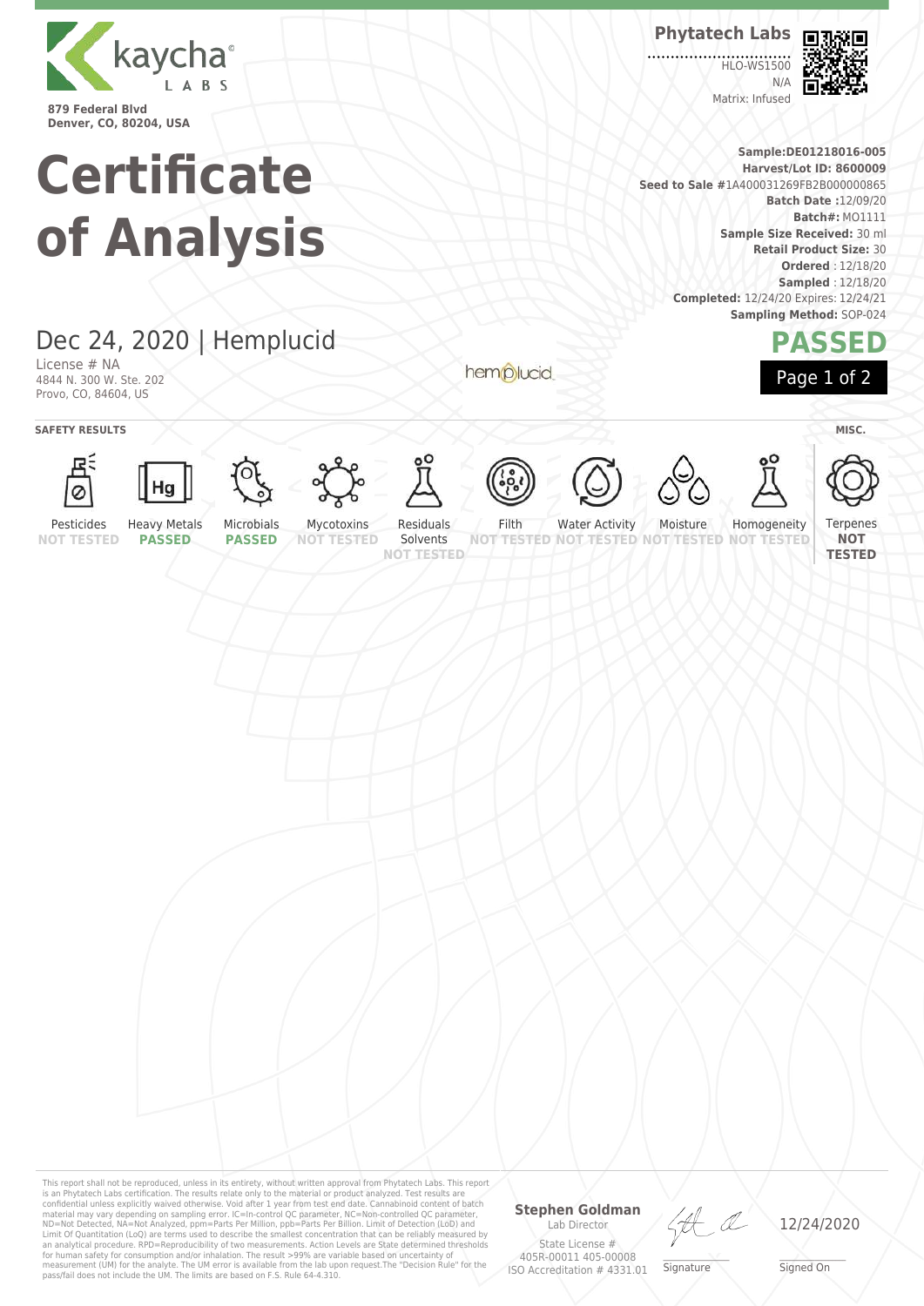kaycha LABS

879 Federal Blvd
Denver, CO, 80204, USA

**Phytatech Labs**

HLO-WS1500
N/A
Matrix: Infused

# Certificate of Analysis

**Sample:DE01218016-005**
**Harvest/Lot ID: 8600009**
**Seed to Sale #**1A400031269FB2B000000865
**Batch Date :**12/09/20
**Batch#:** MO1111
**Sample Size Received:** 30 ml
**Retail Product Size:** 30
**Ordered** : 12/18/20
**Sampled** : 12/18/20
**Completed:** 12/24/20 Expires: 12/24/21
**Sampling Method:** SOP-024

## Dec 24, 2020 | Hemplucid

License # NA
4844 N. 300 W. Ste. 202
Provo, CO, 84604, US

hemplucid

**PASSED**

**SAFETY RESULTS**

| Pesticides | Heavy Metals | Microbials | Mycotoxins | Residuals Solvents | Filth | Water Activity | Moisture | Homogeneity |
|---|---|---|---|---|---|---|---|---|
| NOT TESTED | PASSED | PASSED | NOT TESTED | NOT TESTED | NOT TESTED | NOT TESTED | NOT TESTED | NOT TESTED |

**MISC.**

| Terpenes |
|---|
| NOT TESTED |

This report shall not be reproduced, unless in its entirety, without written approval from Phytatech Labs. This report is an Phytatech Labs certification. The results relate only to the material or product analyzed. Test results are confidential unless explicitly waived otherwise. Void after 1 year from test end date. Cannabinoid content of batch material may vary depending on sampling error. IC=In-control QC parameter, NC=Non-controlled QC parameter, ND=Not Detected, NA=Not Analyzed, ppm=Parts Per Million, ppb=Parts Per Billion. Limit of Detection (LoD) and Limit Of Quantitation (LoQ) are terms used to describe the smallest concentration that can be reliably measured by an analytical procedure. RPD=Reproducibility of two measurements. Action Levels are State determined thresholds for human safety for consumption and/or inhalation. The result >99% are variable based on uncertainty of measurement (UM) for the analyte. The UM error is available from the lab upon request.The "Decision Rule" for the pass/fail does not include the UM. The limits are based on F.S. Rule 64-4.310.

**Stephen Goldman**
Lab Director
State License #
405R-00011 405-00008
ISO Accreditation # 4331.01

Signature

12/24/2020
Signed On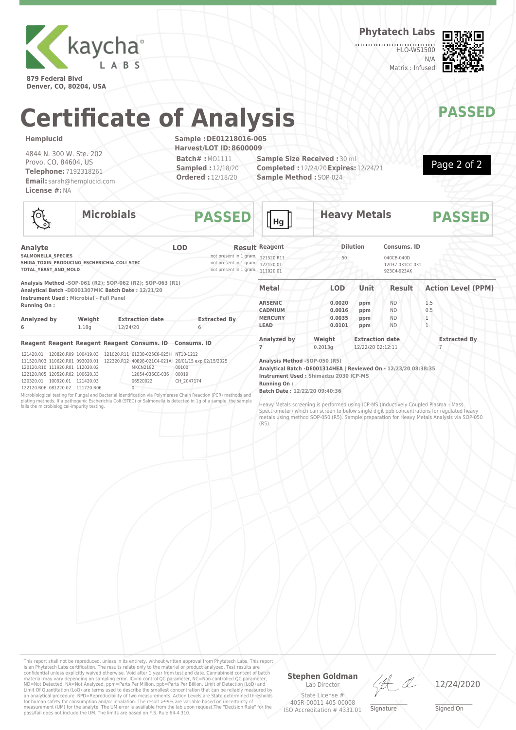kaycha LABS

879 Federal Blvd
Denver, CO, 80204, USA

**Phytatech Labs**
HLO-WS1500
N/A
Matrix : Infused

# Certificate of Analysis

## PASSED

**Hemplucid**

4844 N. 300 W. Ste. 202
Provo, CO, 84604, US
**Telephone:** 7192318261
**Email:** sarah@hemplucid.com
**License #:** NA

**Sample : DE01218016-005**
**Harvest/LOT ID: 8600009**
**Batch# :** MO1111
**Sampled :** 12/18/20
**Ordered :** 12/18/20

**Sample Size Received :** 30 ml
**Completed :** 12/24/20 **Expires:** 12/24/21
**Sample Method :** SOP-024

## Microbials — PASSED

| Analyte | LOD | Result |
|---|---|---|
| SALMONELLA_SPECIES | | not present in 1 gram. |
| SHIGA_TOXIN_PRODUCING_ESCHERICHIA_COLI_STEC | | not present in 1 gram. |
| TOTAL_YEAST_AND_MOLD | | not present in 1 gram. |

**Analysis Method** -SOP-061 (R2); SOP-062 (R2); SOP-063 (R1)
**Analytical Batch** -DE001307MIC **Batch Date :** 12/21/20
**Instrument Used :** Microbial - Full Panel
**Running On :**

| Analyzed by | Weight | Extraction date | Extracted By |
|---|---|---|---|
| 6 | 1.18g | 12/24/20 | 6 |

| Reagent | Reagent | Reagent | Reagent | Consums. ID | Consums. ID |
|---|---|---|---|---|---|
| 121420.01 | 120820.R09 | 100419.03 | 121020.R11 | 61338-025C6-025H | NT10-1212 |
| 111520.R03 | 110620.R01 | 093020.01 | 122320.R12 | 40898-021C4-021AI | 20/01/15 exp 02/15/2025 |
| 120120.R10 | 111920.R01 | 112020.02 | | MKCN2192 | 00100 |
| 122120.R05 | 120520.R02 | 100620.33 | | 12054-036CC-036 | 00019 |
| 120320.01 | 100920.01 | 121420.03 | | 06520022 | CH_2047174 |
| 122120.R06 | 081220.02 | 121720.R06 | | 0 | |

Microbiological testing for Fungal and Bacterial Identification via Polymerase Chain Reaction (PCR) methods and plating methods. If a pathogenic Escherichia Coli (STEC) or Salmonella is detected in 1g of a sample, the sample fails the microbiological-impurity testing.

## Heavy Metals — PASSED

| Reagent | Dilution | Consums. ID |
|---|---|---|
| 121520.R11 | 50 | 040CB-040D |
| 122120.01 | | 12037-031CC-031 |
| 111020.01 | | 923C4-923AK |

| Metal | LOD | Unit | Result | Action Level (PPM) |
|---|---|---|---|---|
| ARSENIC | 0.0020 | ppm | ND | 1.5 |
| CADMIUM | 0.0016 | ppm | ND | 0.5 |
| MERCURY | 0.0035 | ppm | ND | 1 |
| LEAD | 0.0101 | ppm | ND | 1 |

| Analyzed by | Weight | Extraction date | Extracted By |
|---|---|---|---|
| 7 | 0.2013g | 12/22/20 02:12:11 | 7 |

**Analysis Method** -SOP-050 (R5)
**Analytical Batch** -DE001314HEA | **Reviewed On** - 12/23/20 08:38:35
**Instrument Used :** Shimadzu 2030 ICP-MS
**Running On :**
**Batch Date :** 12/22/20 09:40:36

Heavy Metals screening is performed using ICP-MS (Inductively Coupled Plasma – Mass Spectrometer) which can screen to below single digit ppb concentrations for regulated heavy metals using method SOP-050 (R5). Sample preparation for Heavy Metals Analysis via SOP-050 (R5).

This report shall not be reproduced, unless in its entirety, without written approval from Phytatech Labs. This report is an Phytatech Labs certification. The results relate only to the material or product analyzed. Test results are confidential unless explicitly waived otherwise. Void after 1 year from test end date. Cannabinoid content of batch material may vary depending on sampling error. IC=In-control QC parameter, NC=Non-controlled QC parameter, ND=Not Detected, NA=Not Analyzed, ppm=Parts Per Million, ppb=Parts Per Billion. Limit of Detection (LoD) and Limit Of Quantitation (LoQ) are terms used to describe the smallest concentration that can be reliably measured by an analytical procedure. RPD=Reproducibility of two measurements. Action Levels are State determined thresholds for human safety for consumption and/or inhalation. The result >99% are variable based on uncertainty of measurement (UM) for the analyte. The UM error is available from the lab upon request.The "Decision Rule" for the pass/fail does not include the UM. The limits are based on F.S. Rule 64-4.310.

**Stephen Goldman**
Lab Director
State License #
405R-00011 405-00008
ISO Accreditation # 4331.01

Signature

12/24/2020
Signed On